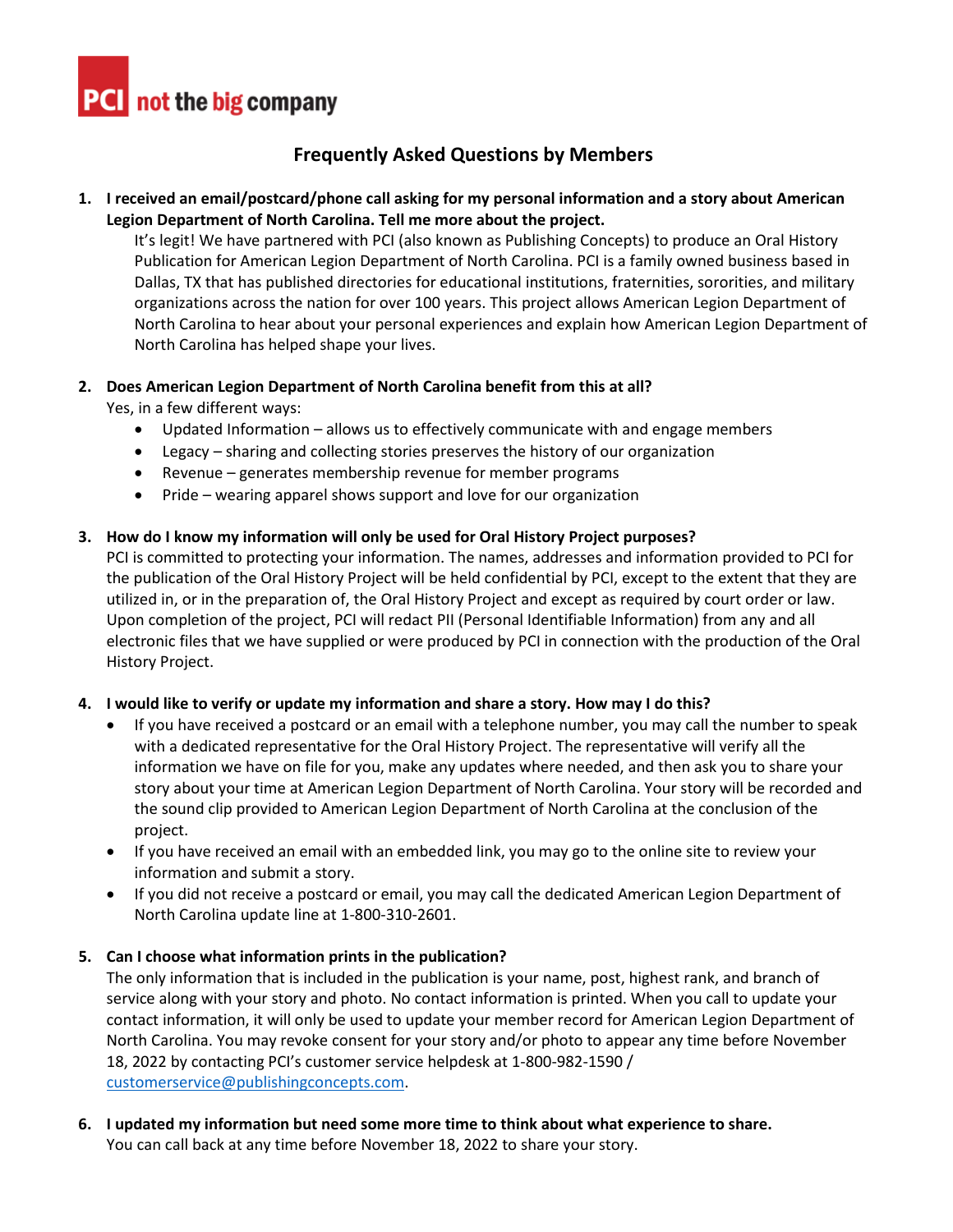PCI not the big company

# Frequently Asked Questions by Members

1. **I received an email/postcard/phone call asking for my personal information and a story about American Legion Department of North Carolina. Tell me more about the project.**

   It's legit! We have partnered with PCI (also known as Publishing Concepts) to produce an Oral History Publication for American Legion Department of North Carolina. PCI is a family owned business based in Dallas, TX that has published directories for educational institutions, fraternities, sororities, and military organizations across the nation for over 100 years. This project allows American Legion Department of North Carolina to hear about your personal experiences and explain how American Legion Department of North Carolina has helped shape your lives.

2. **Does American Legion Department of North Carolina benefit from this at all?**

   Yes, in a few different ways:
   - Updated Information – allows us to effectively communicate with and engage members
   - Legacy – sharing and collecting stories preserves the history of our organization
   - Revenue – generates membership revenue for member programs
   - Pride – wearing apparel shows support and love for our organization

3. **How do I know my information will only be used for Oral History Project purposes?**

   PCI is committed to protecting your information. The names, addresses and information provided to PCI for the publication of the Oral History Project will be held confidential by PCI, except to the extent that they are utilized in, or in the preparation of, the Oral History Project and except as required by court order or law. Upon completion of the project, PCI will redact PII (Personal Identifiable Information) from any and all electronic files that we have supplied or were produced by PCI in connection with the production of the Oral History Project.

4. **I would like to verify or update my information and share a story. How may I do this?**
   - If you have received a postcard or an email with a telephone number, you may call the number to speak with a dedicated representative for the Oral History Project. The representative will verify all the information we have on file for you, make any updates where needed, and then ask you to share your story about your time at American Legion Department of North Carolina. Your story will be recorded and the sound clip provided to American Legion Department of North Carolina at the conclusion of the project.
   - If you have received an email with an embedded link, you may go to the online site to review your information and submit a story.
   - If you did not receive a postcard or email, you may call the dedicated American Legion Department of North Carolina update line at 1-800-310-2601.

5. **Can I choose what information prints in the publication?**

   The only information that is included in the publication is your name, post, highest rank, and branch of service along with your story and photo. No contact information is printed. When you call to update your contact information, it will only be used to update your member record for American Legion Department of North Carolina. You may revoke consent for your story and/or photo to appear any time before November 18, 2022 by contacting PCI's customer service helpdesk at 1-800-982-1590 / customerservice@publishingconcepts.com.

6. **I updated my information but need some more time to think about what experience to share.**

   You can call back at any time before November 18, 2022 to share your story.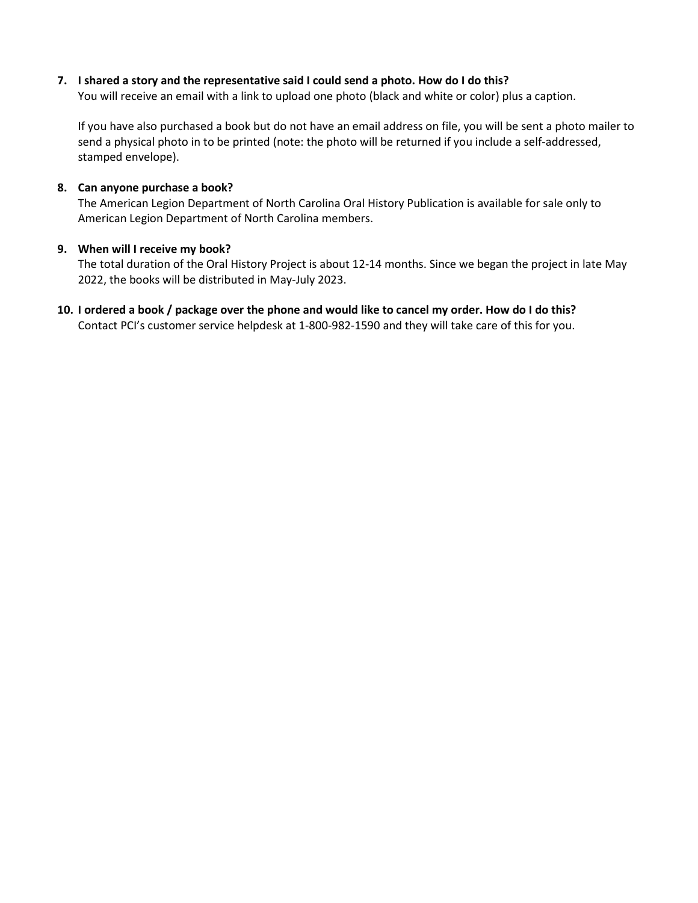7. **I shared a story and the representative said I could send a photo. How do I do this?**
   You will receive an email with a link to upload one photo (black and white or color) plus a caption.

   If you have also purchased a book but do not have an email address on file, you will be sent a photo mailer to send a physical photo in to be printed (note: the photo will be returned if you include a self-addressed, stamped envelope).

8. **Can anyone purchase a book?**
   The American Legion Department of North Carolina Oral History Publication is available for sale only to American Legion Department of North Carolina members.

9. **When will I receive my book?**
   The total duration of the Oral History Project is about 12-14 months. Since we began the project in late May 2022, the books will be distributed in May-July 2023.

10. **I ordered a book / package over the phone and would like to cancel my order. How do I do this?**
    Contact PCI's customer service helpdesk at 1-800-982-1590 and they will take care of this for you.